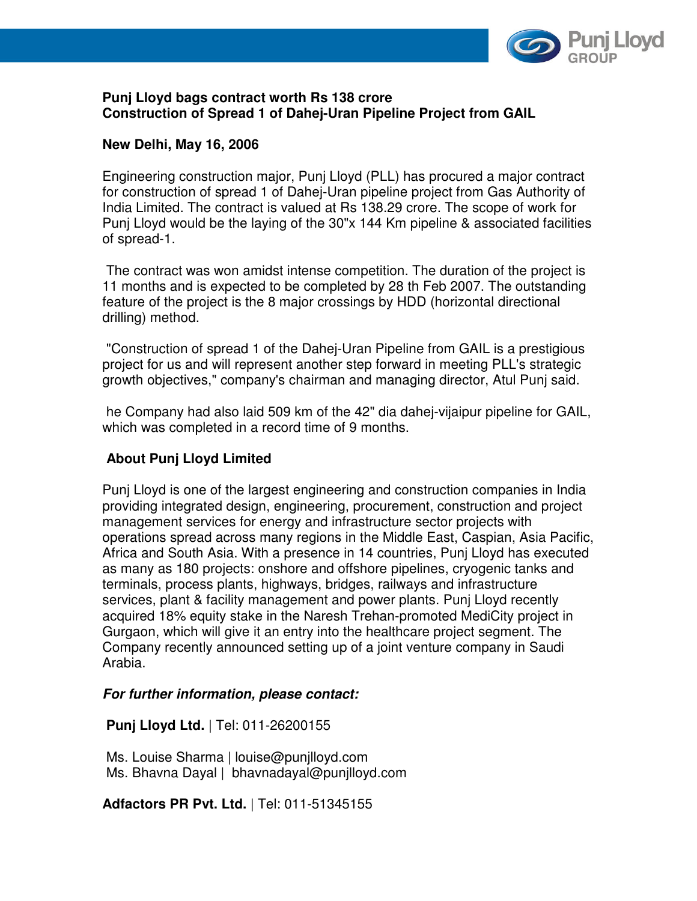**Punj Lloyd bags contract worth Rs 138 crore**
**Construction of Spread 1 of Dahej-Uran Pipeline Project from GAIL**

**New Delhi, May 16, 2006**

Engineering construction major, Punj Lloyd (PLL) has procured a major contract for construction of spread 1 of Dahej-Uran pipeline project from Gas Authority of India Limited. The contract is valued at Rs 138.29 crore. The scope of work for Punj Lloyd would be the laying of the 30"x 144 Km pipeline & associated facilities of spread-1.

The contract was won amidst intense competition. The duration of the project is 11 months and is expected to be completed by 28 th Feb 2007. The outstanding feature of the project is the 8 major crossings by HDD (horizontal directional drilling) method.

"Construction of spread 1 of the Dahej-Uran Pipeline from GAIL is a prestigious project for us and will represent another step forward in meeting PLL's strategic growth objectives," company's chairman and managing director, Atul Punj said.

he Company had also laid 509 km of the 42" dia dahej-vijaipur pipeline for GAIL, which was completed in a record time of 9 months.

**About Punj Lloyd Limited**

Punj Lloyd is one of the largest engineering and construction companies in India providing integrated design, engineering, procurement, construction and project management services for energy and infrastructure sector projects with operations spread across many regions in the Middle East, Caspian, Asia Pacific, Africa and South Asia. With a presence in 14 countries, Punj Lloyd has executed as many as 180 projects: onshore and offshore pipelines, cryogenic tanks and terminals, process plants, highways, bridges, railways and infrastructure services, plant & facility management and power plants. Punj Lloyd recently acquired 18% equity stake in the Naresh Trehan-promoted MediCity project in Gurgaon, which will give it an entry into the healthcare project segment. The Company recently announced setting up of a joint venture company in Saudi Arabia.

***For further information, please contact:***

**Punj Lloyd Ltd.** | Tel: 011-26200155

Ms. Louise Sharma | louise@punjlloyd.com
Ms. Bhavna Dayal | bhavnadayal@punjlloyd.com

**Adfactors PR Pvt. Ltd.** | Tel: 011-51345155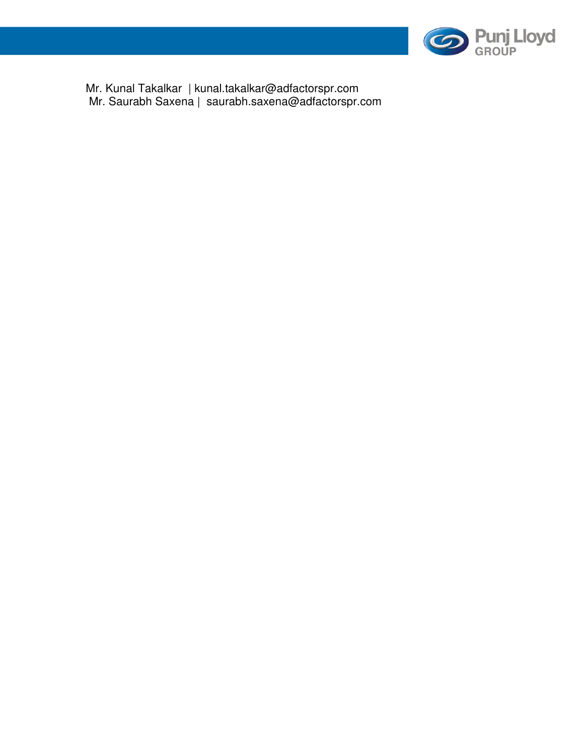Mr. Kunal Takalkar | kunal.takalkar@adfactorspr.com
Mr. Saurabh Saxena | saurabh.saxena@adfactorspr.com